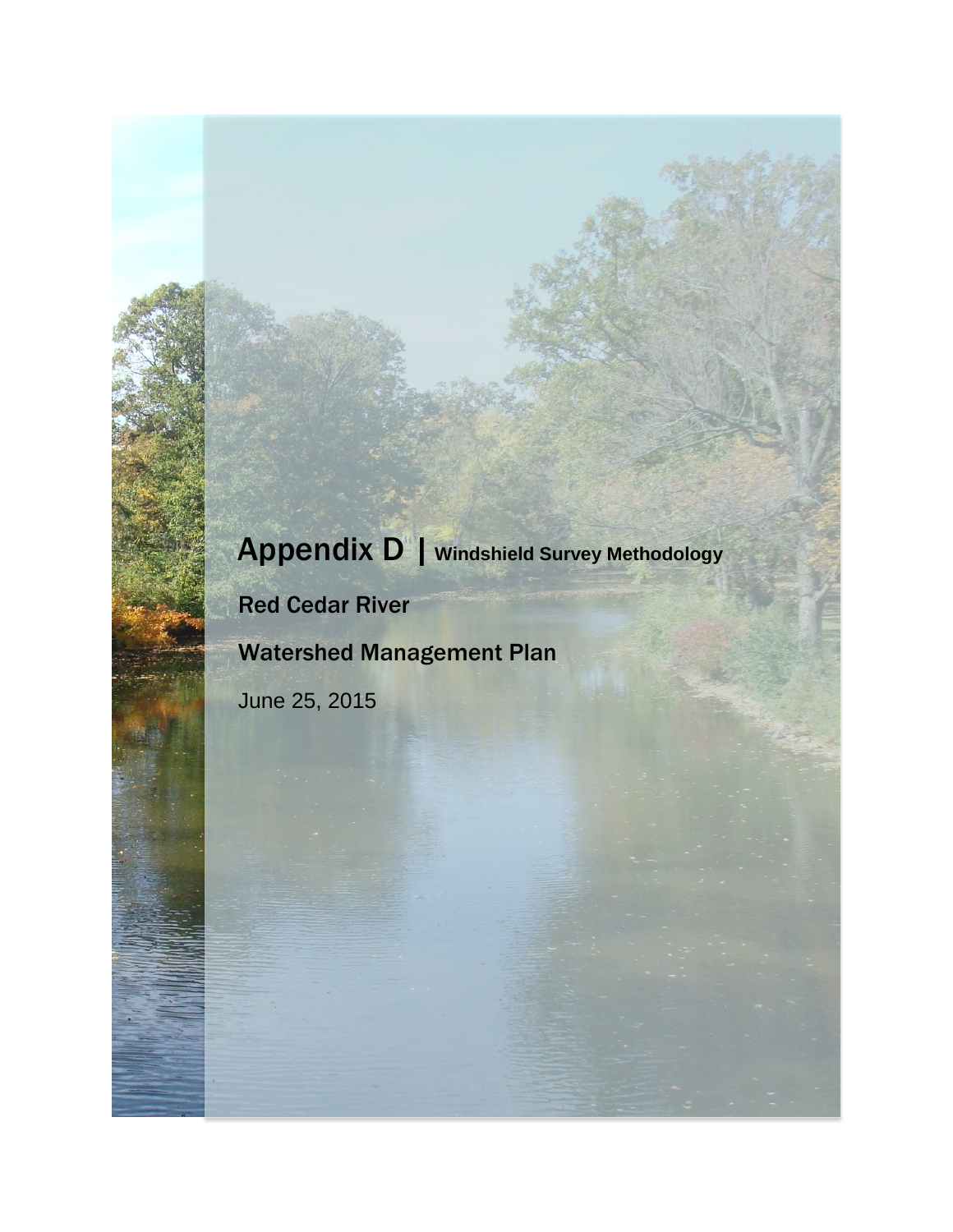# Appendix D | Windshield Survey Methodology

## Red Cedar River

## Watershed Management Plan

June 25, 2015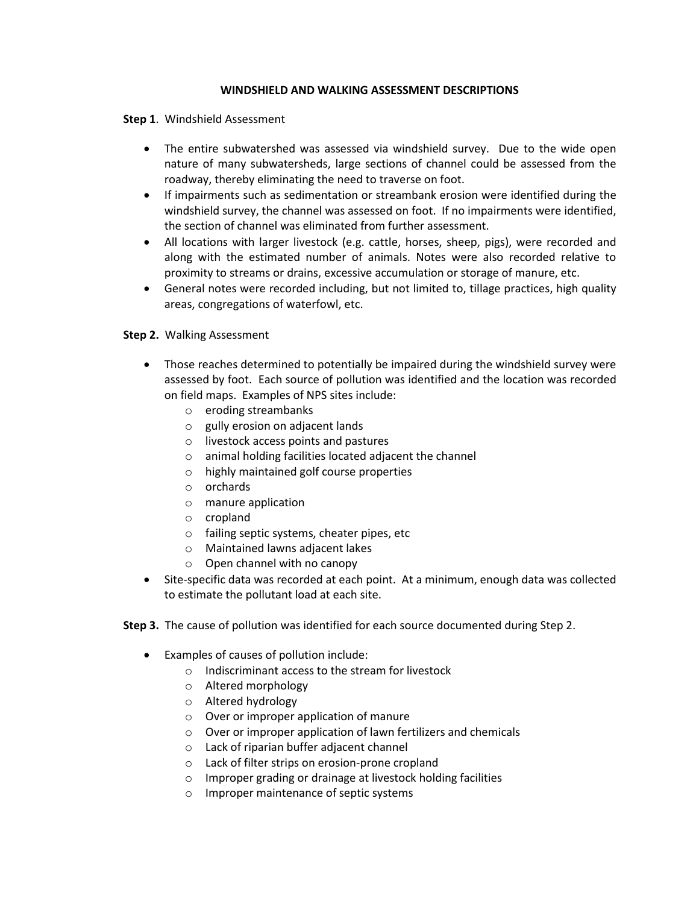## WINDSHIELD AND WALKING ASSESSMENT DESCRIPTIONS

**Step 1**. Windshield Assessment

- The entire subwatershed was assessed via windshield survey. Due to the wide open nature of many subwatersheds, large sections of channel could be assessed from the roadway, thereby eliminating the need to traverse on foot.
- If impairments such as sedimentation or streambank erosion were identified during the windshield survey, the channel was assessed on foot. If no impairments were identified, the section of channel was eliminated from further assessment.
- All locations with larger livestock (e.g. cattle, horses, sheep, pigs), were recorded and along with the estimated number of animals. Notes were also recorded relative to proximity to streams or drains, excessive accumulation or storage of manure, etc.
- General notes were recorded including, but not limited to, tillage practices, high quality areas, congregations of waterfowl, etc.

**Step 2.** Walking Assessment

- Those reaches determined to potentially be impaired during the windshield survey were assessed by foot. Each source of pollution was identified and the location was recorded on field maps. Examples of NPS sites include:
  - eroding streambanks
  - gully erosion on adjacent lands
  - livestock access points and pastures
  - animal holding facilities located adjacent the channel
  - highly maintained golf course properties
  - orchards
  - manure application
  - cropland
  - failing septic systems, cheater pipes, etc
  - Maintained lawns adjacent lakes
  - Open channel with no canopy
- Site-specific data was recorded at each point. At a minimum, enough data was collected to estimate the pollutant load at each site.

**Step 3.** The cause of pollution was identified for each source documented during Step 2.

- Examples of causes of pollution include:
  - Indiscriminant access to the stream for livestock
  - Altered morphology
  - Altered hydrology
  - Over or improper application of manure
  - Over or improper application of lawn fertilizers and chemicals
  - Lack of riparian buffer adjacent channel
  - Lack of filter strips on erosion-prone cropland
  - Improper grading or drainage at livestock holding facilities
  - Improper maintenance of septic systems